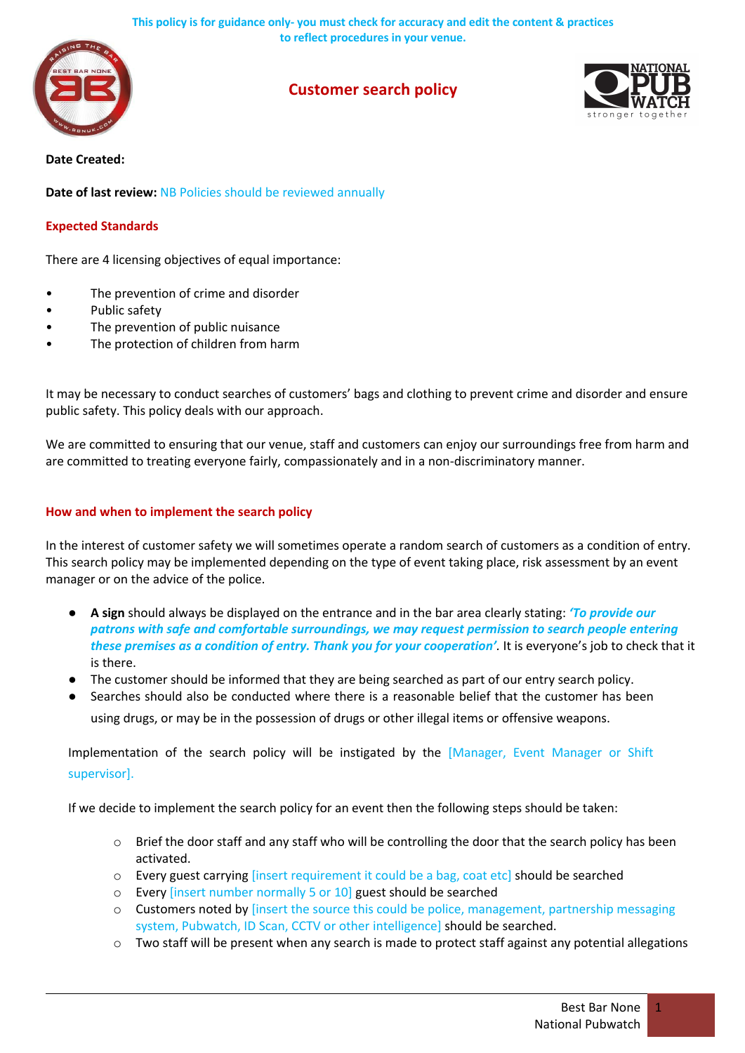This policy is for guidance only- you must check for accuracy and edit the content & practices to reflect procedures in your venue.

# Customer search policy

**Date Created:**

**Date of last review:** NB Policies should be reviewed annually

## Expected Standards

There are 4 licensing objectives of equal importance:

- The prevention of crime and disorder
- Public safety
- The prevention of public nuisance
- The protection of children from harm

It may be necessary to conduct searches of customers' bags and clothing to prevent crime and disorder and ensure public safety. This policy deals with our approach.

We are committed to ensuring that our venue, staff and customers can enjoy our surroundings free from harm and are committed to treating everyone fairly, compassionately and in a non-discriminatory manner.

## How and when to implement the search policy

In the interest of customer safety we will sometimes operate a random search of customers as a condition of entry. This search policy may be implemented depending on the type of event taking place, risk assessment by an event manager or on the advice of the police.

- **A sign** should always be displayed on the entrance and in the bar area clearly stating: ***'To provide our patrons with safe and comfortable surroundings, we may request permission to search people entering these premises as a condition of entry. Thank you for your cooperation'***. It is everyone's job to check that it is there.
- The customer should be informed that they are being searched as part of our entry search policy.
- Searches should also be conducted where there is a reasonable belief that the customer has been using drugs, or may be in the possession of drugs or other illegal items or offensive weapons.

Implementation of the search policy will be instigated by the [Manager, Event Manager or Shift supervisor].

If we decide to implement the search policy for an event then the following steps should be taken:

- Brief the door staff and any staff who will be controlling the door that the search policy has been activated.
- Every guest carrying [insert requirement it could be a bag, coat etc] should be searched
- Every [insert number normally 5 or 10] guest should be searched
- Customers noted by [insert the source this could be police, management, partnership messaging system, Pubwatch, ID Scan, CCTV or other intelligence] should be searched.
- Two staff will be present when any search is made to protect staff against any potential allegations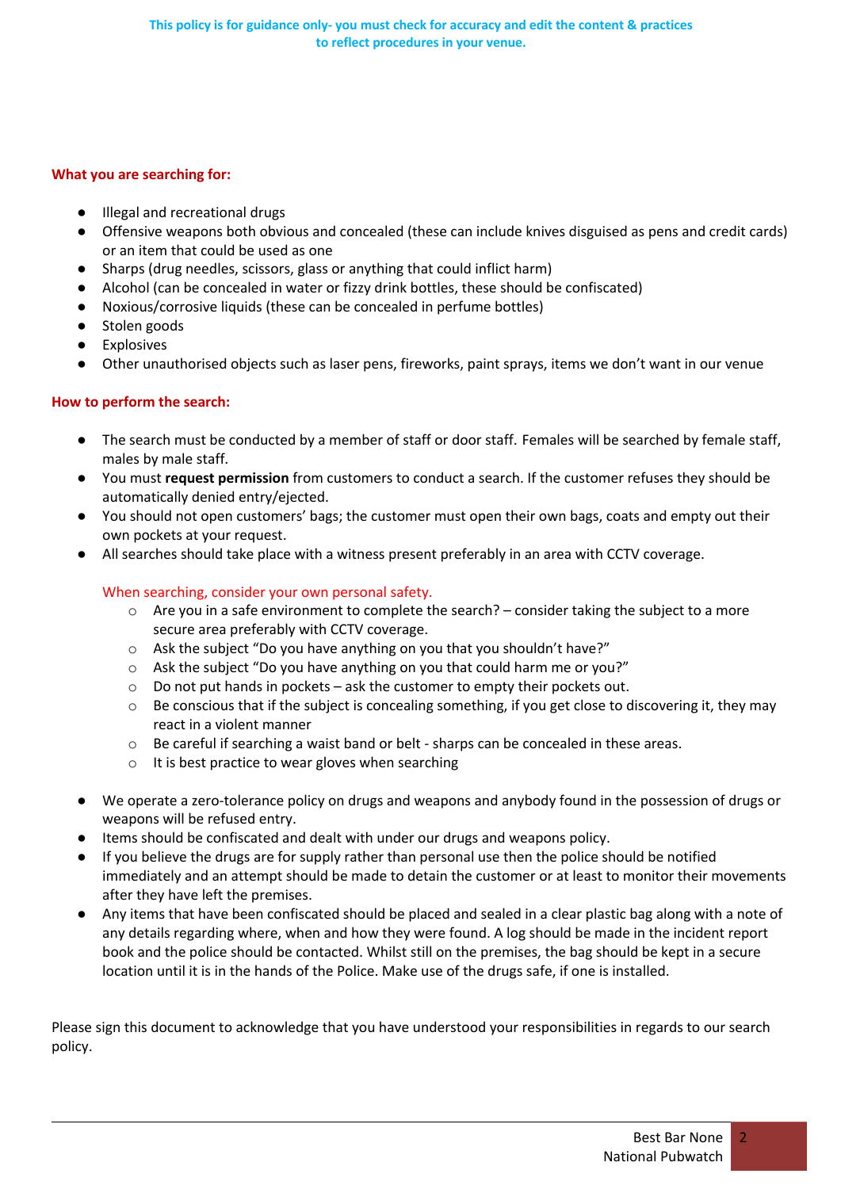This policy is for guidance only- you must check for accuracy and edit the content & practices to reflect procedures in your venue.

### What you are searching for:

- Illegal and recreational drugs
- Offensive weapons both obvious and concealed (these can include knives disguised as pens and credit cards) or an item that could be used as one
- Sharps (drug needles, scissors, glass or anything that could inflict harm)
- Alcohol (can be concealed in water or fizzy drink bottles, these should be confiscated)
- Noxious/corrosive liquids (these can be concealed in perfume bottles)
- Stolen goods
- Explosives
- Other unauthorised objects such as laser pens, fireworks, paint sprays, items we don't want in our venue

### How to perform the search:

- The search must be conducted by a member of staff or door staff. Females will be searched by female staff, males by male staff.
- You must **request permission** from customers to conduct a search. If the customer refuses they should be automatically denied entry/ejected.
- You should not open customers' bags; the customer must open their own bags, coats and empty out their own pockets at your request.
- All searches should take place with a witness present preferably in an area with CCTV coverage.

  When searching, consider your own personal safety.
  - Are you in a safe environment to complete the search? – consider taking the subject to a more secure area preferably with CCTV coverage.
  - Ask the subject "Do you have anything on you that you shouldn't have?"
  - Ask the subject "Do you have anything on you that could harm me or you?"
  - Do not put hands in pockets – ask the customer to empty their pockets out.
  - Be conscious that if the subject is concealing something, if you get close to discovering it, they may react in a violent manner
  - Be careful if searching a waist band or belt - sharps can be concealed in these areas.
  - It is best practice to wear gloves when searching

- We operate a zero-tolerance policy on drugs and weapons and anybody found in the possession of drugs or weapons will be refused entry.
- Items should be confiscated and dealt with under our drugs and weapons policy.
- If you believe the drugs are for supply rather than personal use then the police should be notified immediately and an attempt should be made to detain the customer or at least to monitor their movements after they have left the premises.
- Any items that have been confiscated should be placed and sealed in a clear plastic bag along with a note of any details regarding where, when and how they were found. A log should be made in the incident report book and the police should be contacted. Whilst still on the premises, the bag should be kept in a secure location until it is in the hands of the Police. Make use of the drugs safe, if one is installed.

Please sign this document to acknowledge that you have understood your responsibilities in regards to our search policy.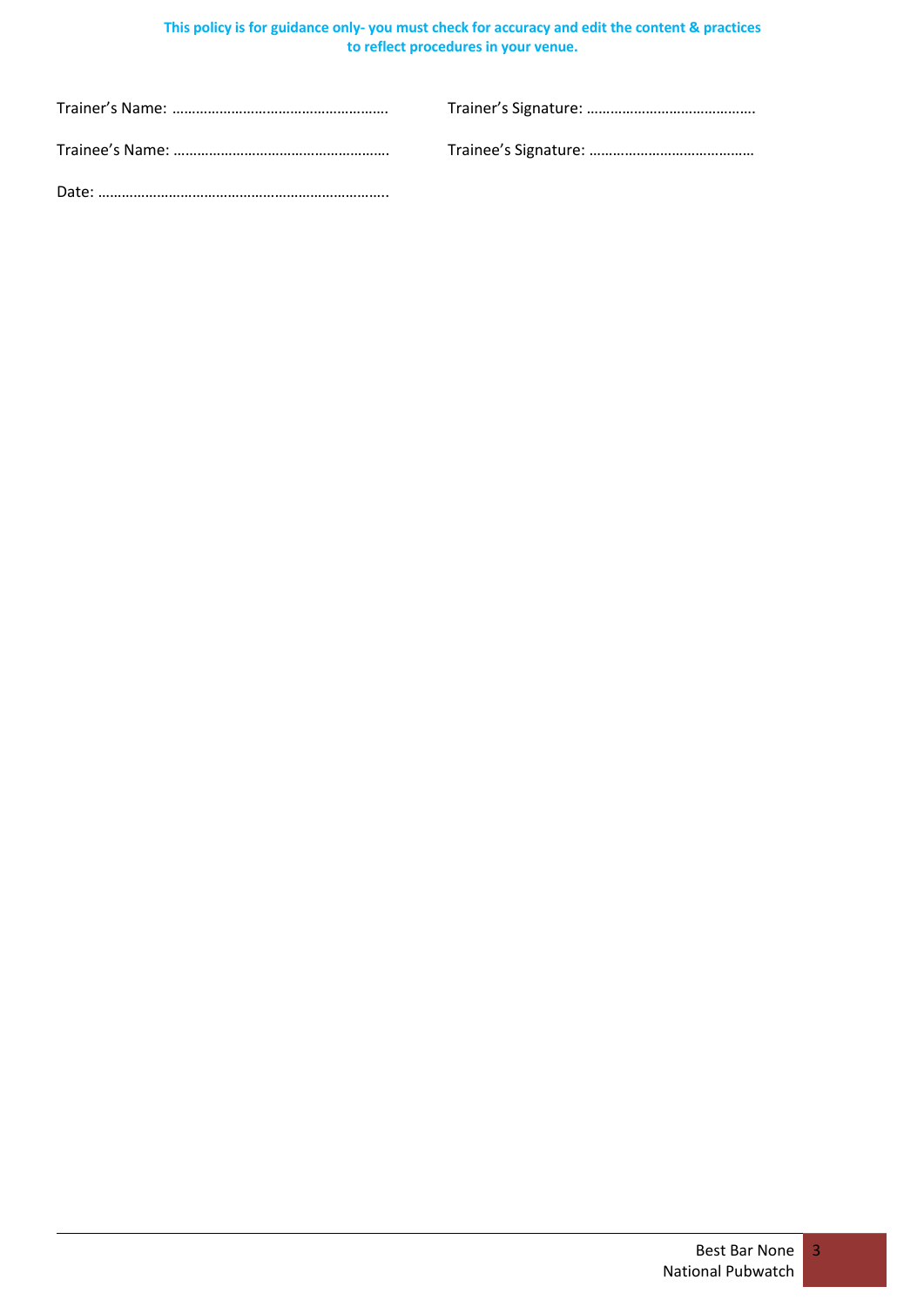**This policy is for guidance only- you must check for accuracy and edit the content & practices to reflect procedures in your venue.**

Trainer's Name: ……………………………………………….. Trainer's Signature: ……………………………………..

Trainee's Name: ……………………………………………….. Trainee's Signature: ……………………………………

Date: ………………………………………………………………..